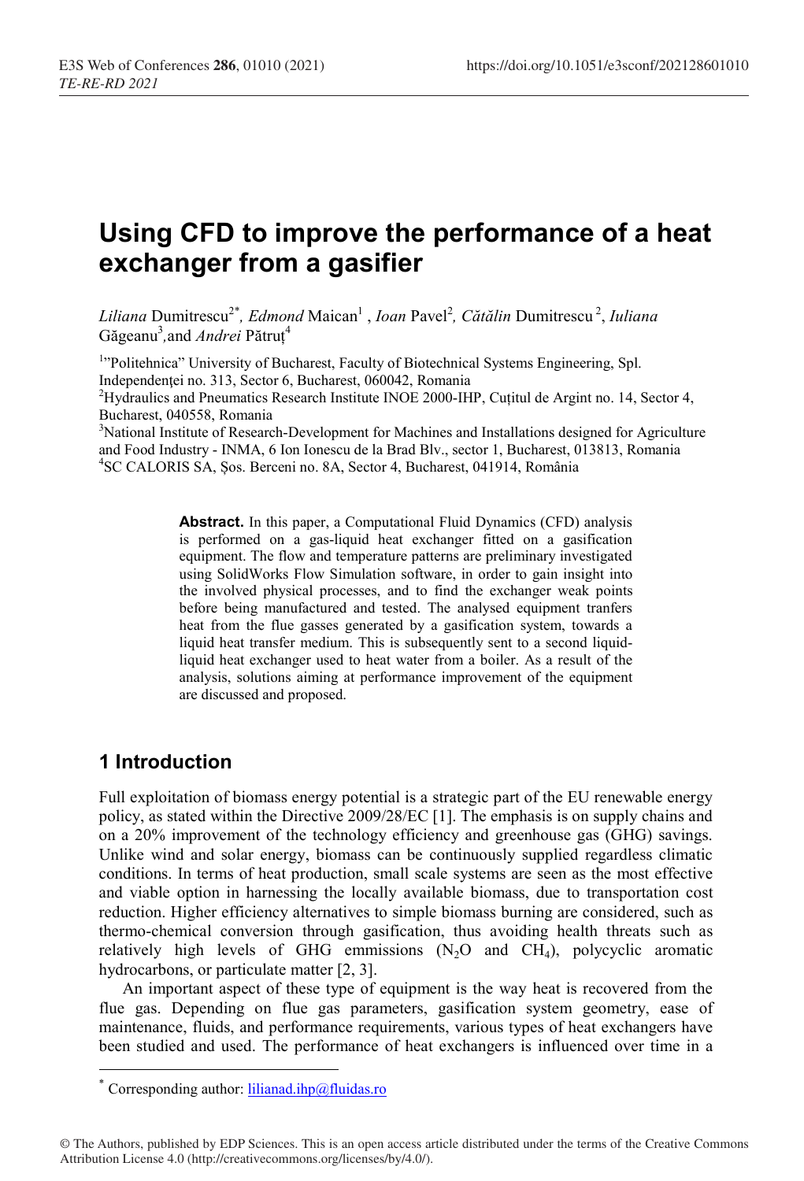# Using CFD to improve the performance of a heat exchanger from a gasifier

*Liliana* Dumitrescu[2*], *Edmond* Maican[1], *Ioan* Pavel[2], *Cătălin* Dumitrescu[2], *Iuliana* Găgeanu[3], and *Andrei* Pătruț[4]

[1]"Politehnica" University of Bucharest, Faculty of Biotechnical Systems Engineering, Spl. Independenței no. 313, Sector 6, Bucharest, 060042, Romania

[2]Hydraulics and Pneumatics Research Institute INOE 2000-IHP, Cuțitul de Argint no. 14, Sector 4, Bucharest, 040558, Romania

[3]National Institute of Research-Development for Machines and Installations designed for Agriculture and Food Industry - INMA, 6 Ion Ionescu de la Brad Blv., sector 1, Bucharest, 013813, Romania

[4]SC CALORIS SA, Șos. Berceni no. 8A, Sector 4, Bucharest, 041914, România

**Abstract.** In this paper, a Computational Fluid Dynamics (CFD) analysis is performed on a gas-liquid heat exchanger fitted on a gasification equipment. The flow and temperature patterns are preliminary investigated using SolidWorks Flow Simulation software, in order to gain insight into the involved physical processes, and to find the exchanger weak points before being manufactured and tested. The analysed equipment tranfers heat from the flue gasses generated by a gasification system, towards a liquid heat transfer medium. This is subsequently sent to a second liquid-liquid heat exchanger used to heat water from a boiler. As a result of the analysis, solutions aiming at performance improvement of the equipment are discussed and proposed.

## 1 Introduction

Full exploitation of biomass energy potential is a strategic part of the EU renewable energy policy, as stated within the Directive 2009/28/EC [1]. The emphasis is on supply chains and on a 20% improvement of the technology efficiency and greenhouse gas (GHG) savings. Unlike wind and solar energy, biomass can be continuously supplied regardless climatic conditions. In terms of heat production, small scale systems are seen as the most effective and viable option in harnessing the locally available biomass, due to transportation cost reduction. Higher efficiency alternatives to simple biomass burning are considered, such as thermo-chemical conversion through gasification, thus avoiding health threats such as relatively high levels of GHG emmissions ($N_2O$ and $CH_4$), polycyclic aromatic hydrocarbons, or particulate matter [2, 3].

An important aspect of these type of equipment is the way heat is recovered from the flue gas. Depending on flue gas parameters, gasification system geometry, ease of maintenance, fluids, and performance requirements, various types of heat exchangers have been studied and used. The performance of heat exchangers is influenced over time in a

\* Corresponding author: lilianad.ihp@fluidas.ro

© The Authors, published by EDP Sciences. This is an open access article distributed under the terms of the Creative Commons Attribution License 4.0 (http://creativecommons.org/licenses/by/4.0/).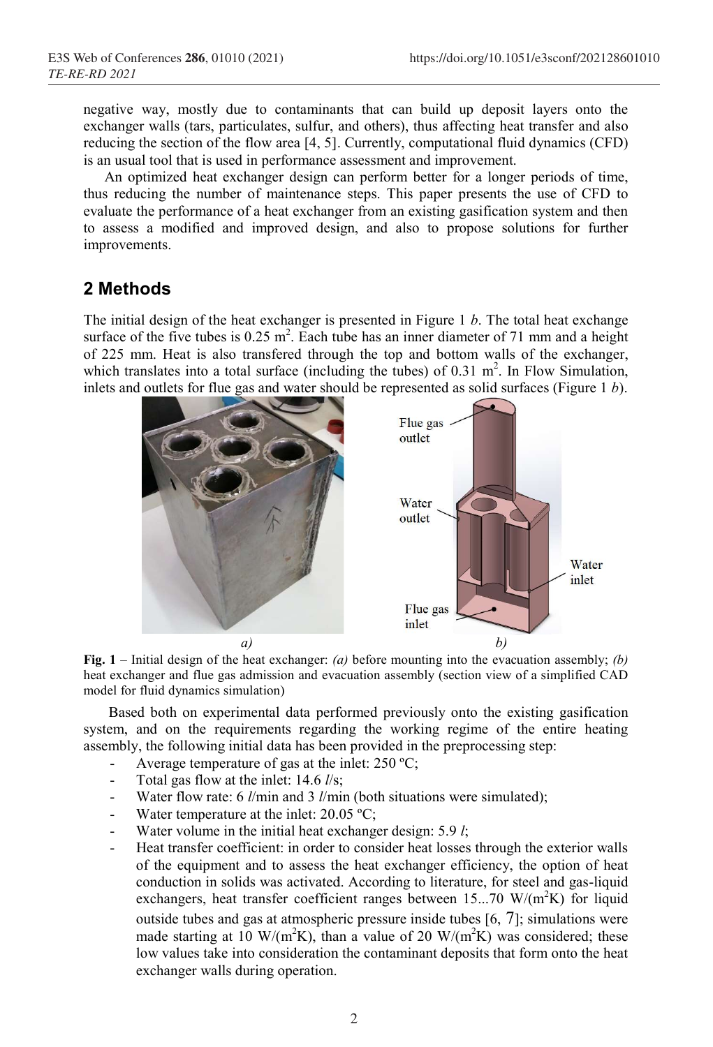negative way, mostly due to contaminants that can build up deposit layers onto the exchanger walls (tars, particulates, sulfur, and others), thus affecting heat transfer and also reducing the section of the flow area [4, 5]. Currently, computational fluid dynamics (CFD) is an usual tool that is used in performance assessment and improvement.

An optimized heat exchanger design can perform better for a longer periods of time, thus reducing the number of maintenance steps. This paper presents the use of CFD to evaluate the performance of a heat exchanger from an existing gasification system and then to assess a modified and improved design, and also to propose solutions for further improvements.

## 2 Methods

The initial design of the heat exchanger is presented in Figure 1 *b*. The total heat exchange surface of the five tubes is 0.25 m$^2$. Each tube has an inner diameter of 71 mm and a height of 225 mm. Heat is also transfered through the top and bottom walls of the exchanger, which translates into a total surface (including the tubes) of 0.31 m$^2$. In Flow Simulation, inlets and outlets for flue gas and water should be represented as solid surfaces (Figure 1 *b*).

*a)* *b)*

**Fig. 1** – Initial design of the heat exchanger: *(a)* before mounting into the evacuation assembly; *(b)* heat exchanger and flue gas admission and evacuation assembly (section view of a simplified CAD model for fluid dynamics simulation)

Based both on experimental data performed previously onto the existing gasification system, and on the requirements regarding the working regime of the entire heating assembly, the following initial data has been provided in the preprocessing step:

- Average temperature of gas at the inlet: 250 ºC;
- Total gas flow at the inlet: 14.6 *l*/s;
- Water flow rate: 6 *l*/min and 3 *l*/min (both situations were simulated);
- Water temperature at the inlet: 20.05 ºC;
- Water volume in the initial heat exchanger design: 5.9 *l*;
- Heat transfer coefficient: in order to consider heat losses through the exterior walls of the equipment and to assess the heat exchanger efficiency, the option of heat conduction in solids was activated. According to literature, for steel and gas-liquid exchangers, heat transfer coefficient ranges between 15...70 W/(m$^2$K) for liquid outside tubes and gas at atmospheric pressure inside tubes [6, 7]; simulations were made starting at 10 W/(m$^2$K), than a value of 20 W/(m$^2$K) was considered; these low values take into consideration the contaminant deposits that form onto the heat exchanger walls during operation.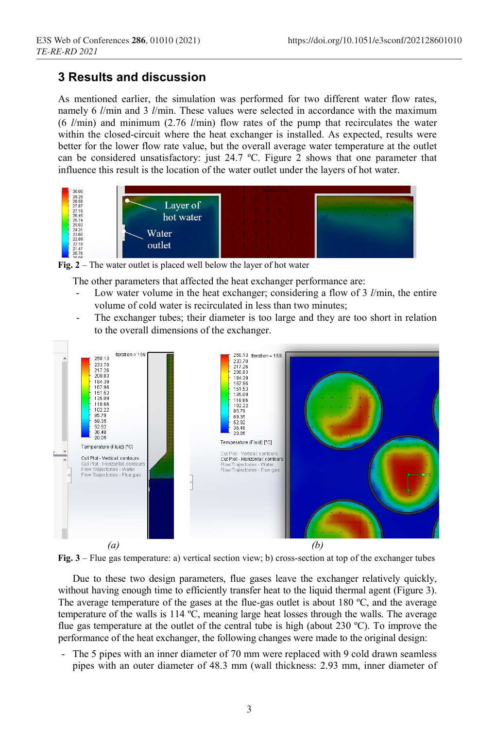## 3 Results and discussion

As mentioned earlier, the simulation was performed for two different water flow rates, namely 6 *l*/min and 3 *l*/min. These values were selected in accordance with the maximum (6 *l*/min) and minimum (2.76 *l*/min) flow rates of the pump that recirculates the water within the closed-circuit where the heat exchanger is installed. As expected, results were better for the lower flow rate value, but the overall average water temperature at the outlet can be considered unsatisfactory: just 24.7 ºC. Figure 2 shows that one parameter that influence this result is the location of the water outlet under the layers of hot water.

**Fig. 2** – The water outlet is placed well below the layer of hot water

The other parameters that affected the heat exchanger performance are:

- Low water volume in the heat exchanger; considering a flow of 3 *l*/min, the entire volume of cold water is recirculated in less than two minutes;
- The exchanger tubes; their diameter is too large and they are too short in relation to the overall dimensions of the exchanger.

*(a)* *(b)*

**Fig. 3** – Flue gas temperature: a) vertical section view; b) cross-section at top of the exchanger tubes

Due to these two design parameters, flue gases leave the exchanger relatively quickly, without having enough time to efficiently transfer heat to the liquid thermal agent (Figure 3). The average temperature of the gases at the flue-gas outlet is about 180 ºC, and the average temperature of the walls is 114 ºC, meaning large heat losses through the walls. The average flue gas temperature at the outlet of the central tube is high (about 230 ºC). To improve the performance of the heat exchanger, the following changes were made to the original design:

- The 5 pipes with an inner diameter of 70 mm were replaced with 9 cold drawn seamless pipes with an outer diameter of 48.3 mm (wall thickness: 2.93 mm, inner diameter of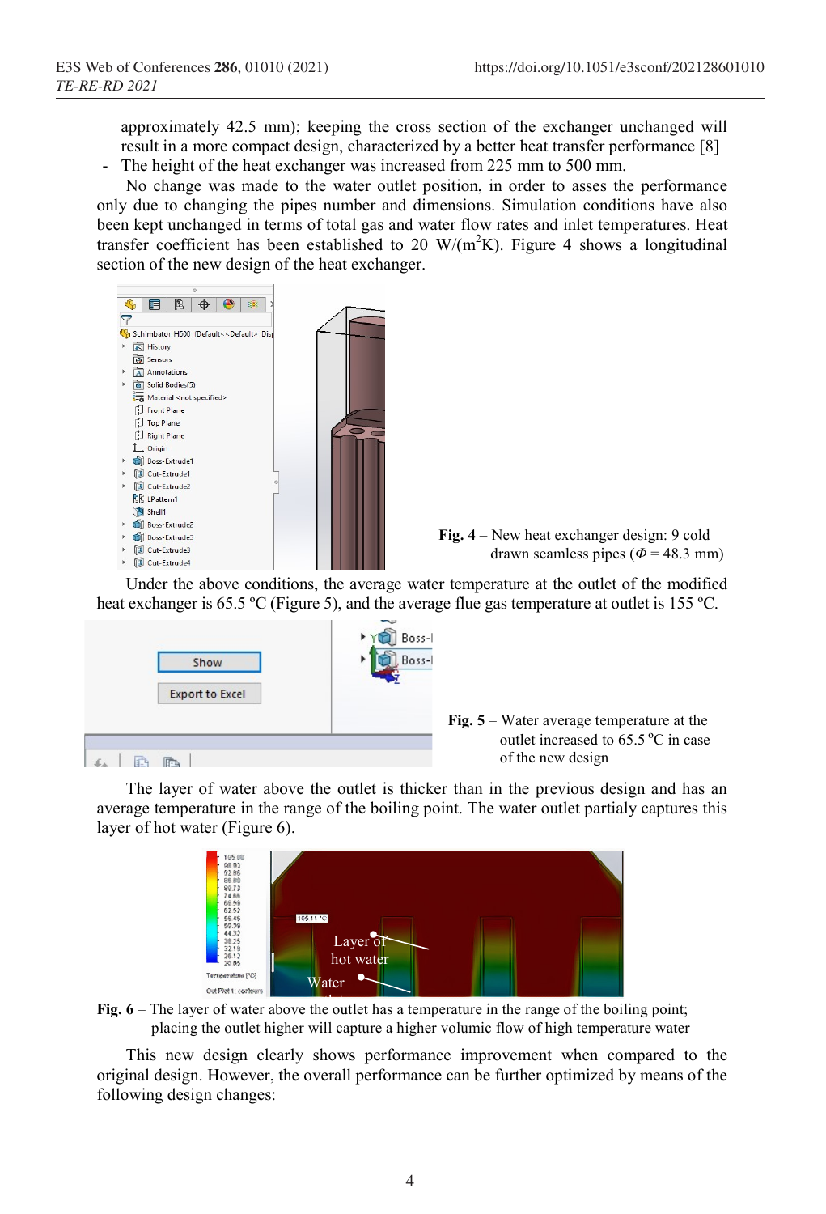approximately 42.5 mm); keeping the cross section of the exchanger unchanged will result in a more compact design, characterized by a better heat transfer performance [8]

- The height of the heat exchanger was increased from 225 mm to 500 mm.

No change was made to the water outlet position, in order to asses the performance only due to changing the pipes number and dimensions. Simulation conditions have also been kept unchanged in terms of total gas and water flow rates and inlet temperatures. Heat transfer coefficient has been established to 20 W/(m$^2$K). Figure 4 shows a longitudinal section of the new design of the heat exchanger.

**Fig. 4** – New heat exchanger design: 9 cold drawn seamless pipes ($\Phi$ = 48.3 mm)

Under the above conditions, the average water temperature at the outlet of the modified heat exchanger is 65.5 ºC (Figure 5), and the average flue gas temperature at outlet is 155 ºC.

**Fig. 5** – Water average temperature at the outlet increased to 65.5 ºC in case of the new design

The layer of water above the outlet is thicker than in the previous design and has an average temperature in the range of the boiling point. The water outlet partialy captures this layer of hot water (Figure 6).

**Fig. 6** – The layer of water above the outlet has a temperature in the range of the boiling point; placing the outlet higher will capture a higher volumic flow of high temperature water

This new design clearly shows performance improvement when compared to the original design. However, the overall performance can be further optimized by means of the following design changes: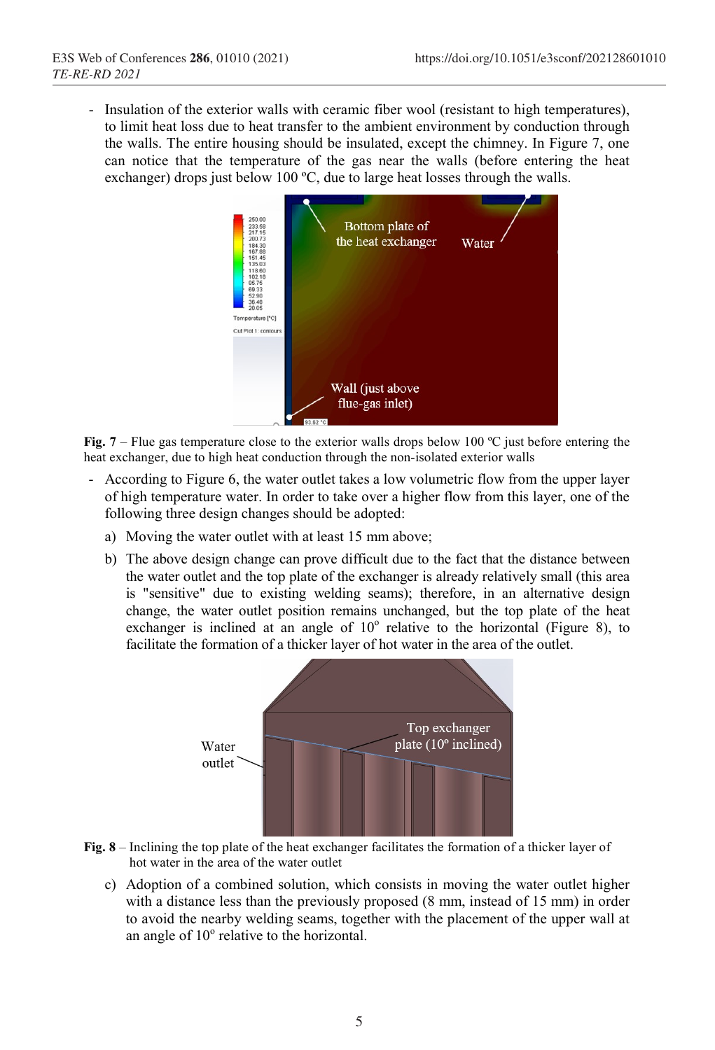- Insulation of the exterior walls with ceramic fiber wool (resistant to high temperatures), to limit heat loss due to heat transfer to the ambient environment by conduction through the walls. The entire housing should be insulated, except the chimney. In Figure 7, one can notice that the temperature of the gas near the walls (before entering the heat exchanger) drops just below 100 ºC, due to large heat losses through the walls.

**Fig. 7** – Flue gas temperature close to the exterior walls drops below 100 ºC just before entering the heat exchanger, due to high heat conduction through the non-isolated exterior walls

- According to Figure 6, the water outlet takes a low volumetric flow from the upper layer of high temperature water. In order to take over a higher flow from this layer, one of the following three design changes should be adopted:
  a) Moving the water outlet with at least 15 mm above;
  b) The above design change can prove difficult due to the fact that the distance between the water outlet and the top plate of the exchanger is already relatively small (this area is "sensitive" due to existing welding seams); therefore, in an alternative design change, the water outlet position remains unchanged, but the top plate of the heat exchanger is inclined at an angle of $10^{o}$ relative to the horizontal (Figure 8), to facilitate the formation of a thicker layer of hot water in the area of the outlet.

**Fig. 8** – Inclining the top plate of the heat exchanger facilitates the formation of a thicker layer of hot water in the area of the water outlet

  c) Adoption of a combined solution, which consists in moving the water outlet higher with a distance less than the previously proposed (8 mm, instead of 15 mm) in order to avoid the nearby welding seams, together with the placement of the upper wall at an angle of $10^{o}$ relative to the horizontal.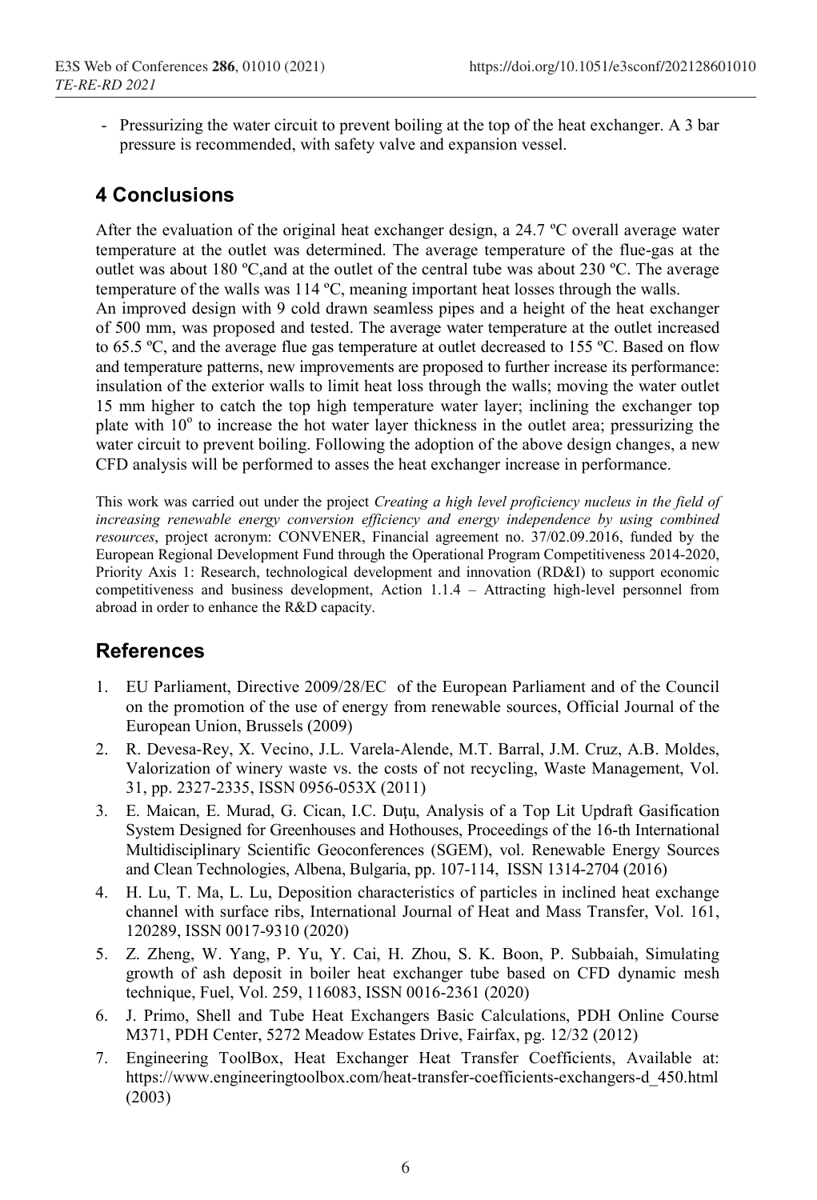- Pressurizing the water circuit to prevent boiling at the top of the heat exchanger. A 3 bar pressure is recommended, with safety valve and expansion vessel.

## 4 Conclusions

After the evaluation of the original heat exchanger design, a 24.7 ºC overall average water temperature at the outlet was determined. The average temperature of the flue-gas at the outlet was about 180 ºC,and at the outlet of the central tube was about 230 ºC. The average temperature of the walls was 114 ºC, meaning important heat losses through the walls.
An improved design with 9 cold drawn seamless pipes and a height of the heat exchanger of 500 mm, was proposed and tested. The average water temperature at the outlet increased to 65.5 ºC, and the average flue gas temperature at outlet decreased to 155 ºC. Based on flow and temperature patterns, new improvements are proposed to further increase its performance: insulation of the exterior walls to limit heat loss through the walls; moving the water outlet 15 mm higher to catch the top high temperature water layer; inclining the exchanger top plate with $10^o$ to increase the hot water layer thickness in the outlet area; pressurizing the water circuit to prevent boiling. Following the adoption of the above design changes, a new CFD analysis will be performed to asses the heat exchanger increase in performance.

This work was carried out under the project *Creating a high level proficiency nucleus in the field of increasing renewable energy conversion efficiency and energy independence by using combined resources*, project acronym: CONVENER, Financial agreement no. 37/02.09.2016, funded by the European Regional Development Fund through the Operational Program Competitiveness 2014-2020, Priority Axis 1: Research, technological development and innovation (RD&I) to support economic competitiveness and business development, Action 1.1.4 – Attracting high-level personnel from abroad in order to enhance the R&D capacity.

## References

1. EU Parliament, Directive 2009/28/EC of the European Parliament and of the Council on the promotion of the use of energy from renewable sources, Official Journal of the European Union, Brussels (2009)
2. R. Devesa-Rey, X. Vecino, J.L. Varela-Alende, M.T. Barral, J.M. Cruz, A.B. Moldes, Valorization of winery waste vs. the costs of not recycling, Waste Management, Vol. 31, pp. 2327-2335, ISSN 0956-053X (2011)
3. E. Maican, E. Murad, G. Cican, I.C. Duţu, Analysis of a Top Lit Updraft Gasification System Designed for Greenhouses and Hothouses, Proceedings of the 16-th International Multidisciplinary Scientific Geoconferences (SGEM), vol. Renewable Energy Sources and Clean Technologies, Albena, Bulgaria, pp. 107-114, ISSN 1314-2704 (2016)
4. H. Lu, T. Ma, L. Lu, Deposition characteristics of particles in inclined heat exchange channel with surface ribs, International Journal of Heat and Mass Transfer, Vol. 161, 120289, ISSN 0017-9310 (2020)
5. Z. Zheng, W. Yang, P. Yu, Y. Cai, H. Zhou, S. K. Boon, P. Subbaiah, Simulating growth of ash deposit in boiler heat exchanger tube based on CFD dynamic mesh technique, Fuel, Vol. 259, 116083, ISSN 0016-2361 (2020)
6. J. Primo, Shell and Tube Heat Exchangers Basic Calculations, PDH Online Course M371, PDH Center, 5272 Meadow Estates Drive, Fairfax, pg. 12/32 (2012)
7. Engineering ToolBox, Heat Exchanger Heat Transfer Coefficients, Available at: https://www.engineeringtoolbox.com/heat-transfer-coefficients-exchangers-d_450.html (2003)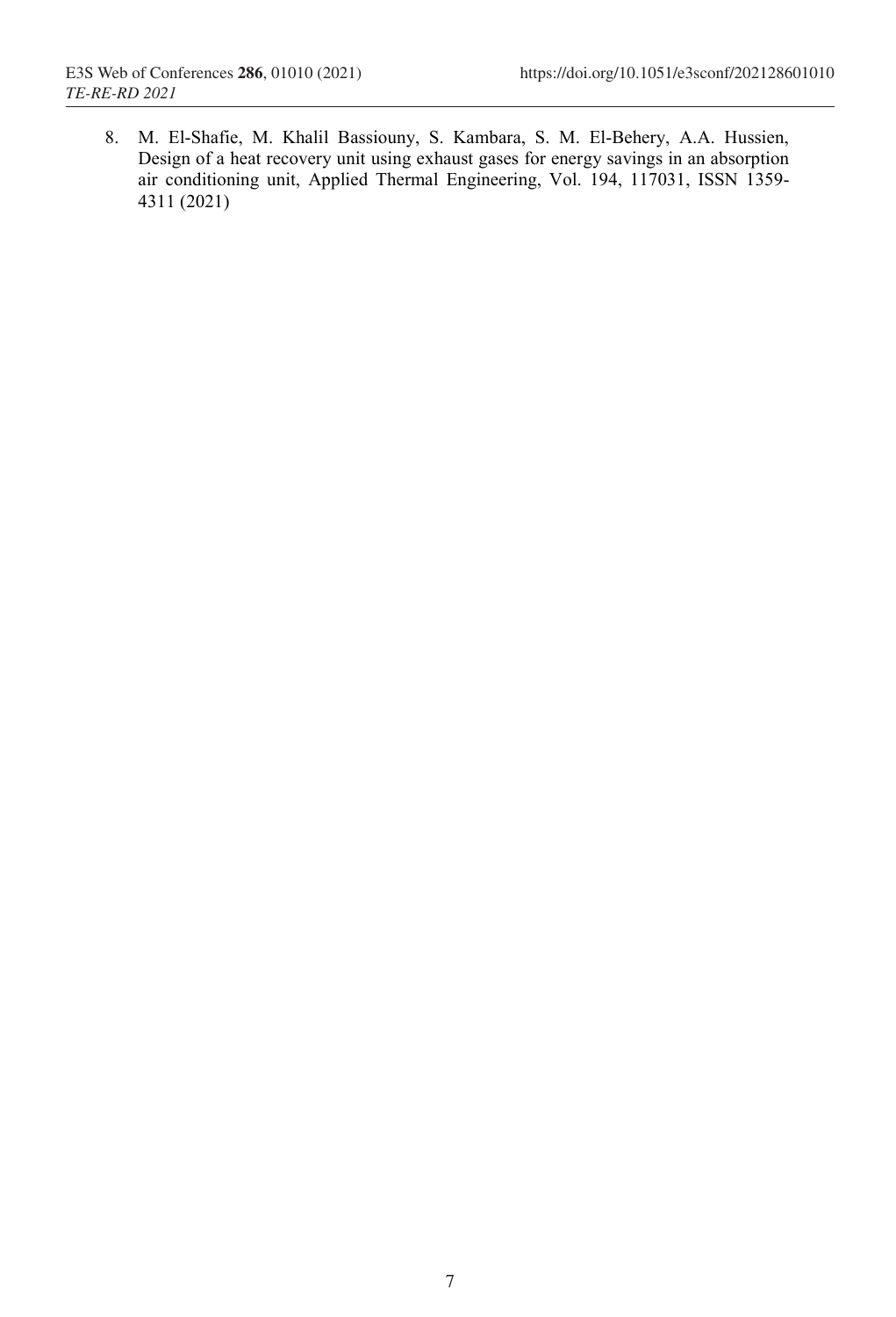8. M. El-Shafie, M. Khalil Bassiouny, S. Kambara, S. M. El-Behery, A.A. Hussien, Design of a heat recovery unit using exhaust gases for energy savings in an absorption air conditioning unit, Applied Thermal Engineering, Vol. 194, 117031, ISSN 1359-4311 (2021)